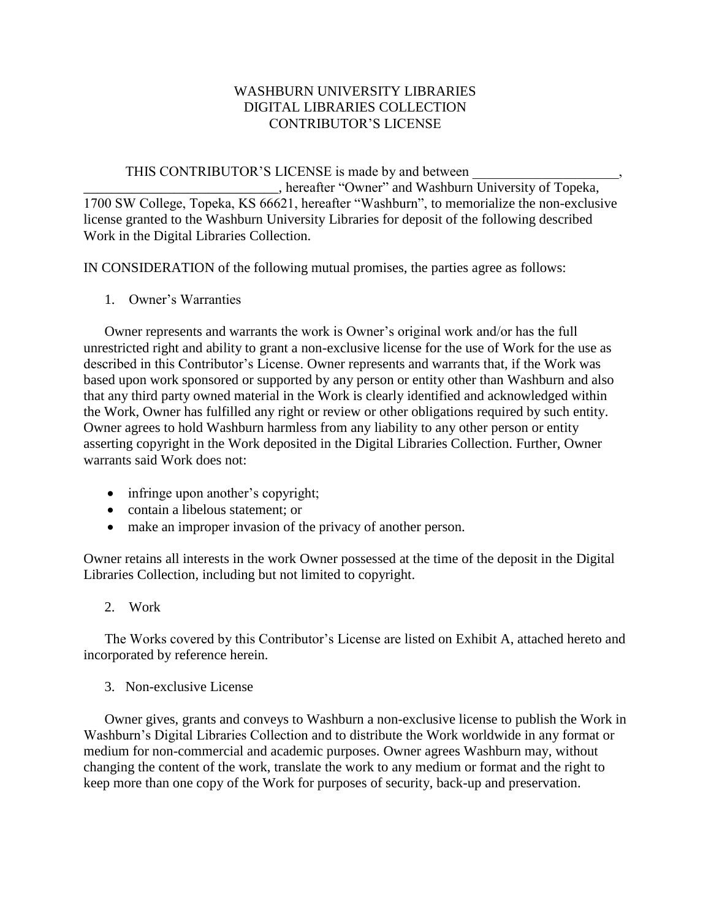# WASHBURN UNIVERSITY LIBRARIES
# DIGITAL LIBRARIES COLLECTION
# CONTRIBUTOR'S LICENSE

THIS CONTRIBUTOR'S LICENSE is made by and between _____________________, ____________________________, hereafter "Owner" and Washburn University of Topeka, 1700 SW College, Topeka, KS 66621, hereafter "Washburn", to memorialize the non-exclusive license granted to the Washburn University Libraries for deposit of the following described Work in the Digital Libraries Collection.

IN CONSIDERATION of the following mutual promises, the parties agree as follows:

1. Owner's Warranties

Owner represents and warrants the work is Owner's original work and/or has the full unrestricted right and ability to grant a non-exclusive license for the use of Work for the use as described in this Contributor's License. Owner represents and warrants that, if the Work was based upon work sponsored or supported by any person or entity other than Washburn and also that any third party owned material in the Work is clearly identified and acknowledged within the Work, Owner has fulfilled any right or review or other obligations required by such entity. Owner agrees to hold Washburn harmless from any liability to any other person or entity asserting copyright in the Work deposited in the Digital Libraries Collection. Further, Owner warrants said Work does not:

- infringe upon another's copyright;
- contain a libelous statement; or
- make an improper invasion of the privacy of another person.

Owner retains all interests in the work Owner possessed at the time of the deposit in the Digital Libraries Collection, including but not limited to copyright.

2. Work

The Works covered by this Contributor's License are listed on Exhibit A, attached hereto and incorporated by reference herein.

3. Non-exclusive License

Owner gives, grants and conveys to Washburn a non-exclusive license to publish the Work in Washburn's Digital Libraries Collection and to distribute the Work worldwide in any format or medium for non-commercial and academic purposes. Owner agrees Washburn may, without changing the content of the work, translate the work to any medium or format and the right to keep more than one copy of the Work for purposes of security, back-up and preservation.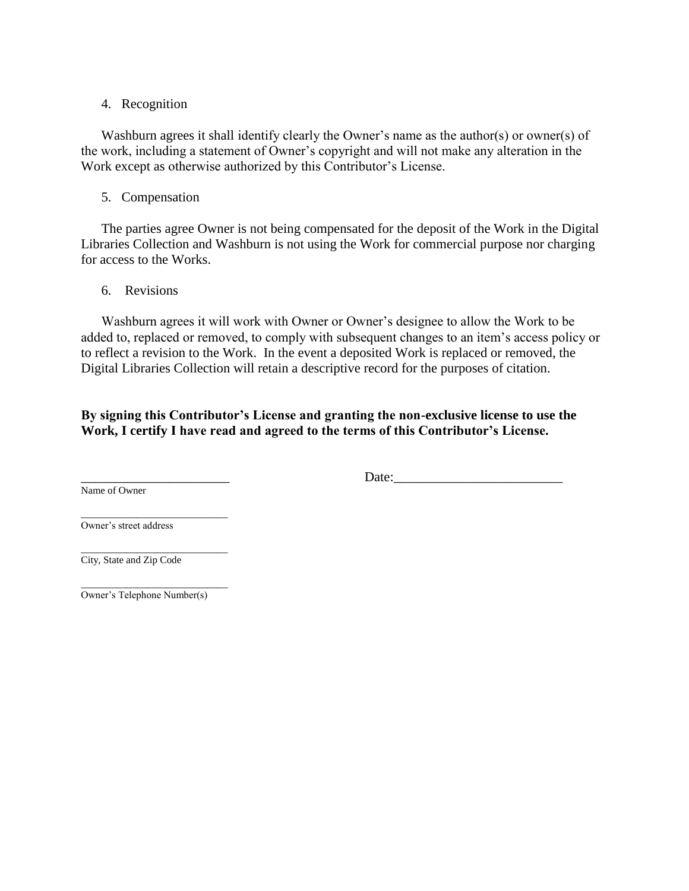4. Recognition

Washburn agrees it shall identify clearly the Owner's name as the author(s) or owner(s) of the work, including a statement of Owner's copyright and will not make any alteration in the Work except as otherwise authorized by this Contributor's License.

5. Compensation

The parties agree Owner is not being compensated for the deposit of the Work in the Digital Libraries Collection and Washburn is not using the Work for commercial purpose nor charging for access to the Works.

6. Revisions

Washburn agrees it will work with Owner or Owner's designee to allow the Work to be added to, replaced or removed, to comply with subsequent changes to an item's access policy or to reflect a revision to the Work. In the event a deposited Work is replaced or removed, the Digital Libraries Collection will retain a descriptive record for the purposes of citation.

**By signing this Contributor's License and granting the non-exclusive license to use the Work, I certify I have read and agreed to the terms of this Contributor's License.**

_______________________ Date:_________________________

Name of Owner

___________________________

Owner's street address

___________________________

City, State and Zip Code

___________________________

Owner's Telephone Number(s)